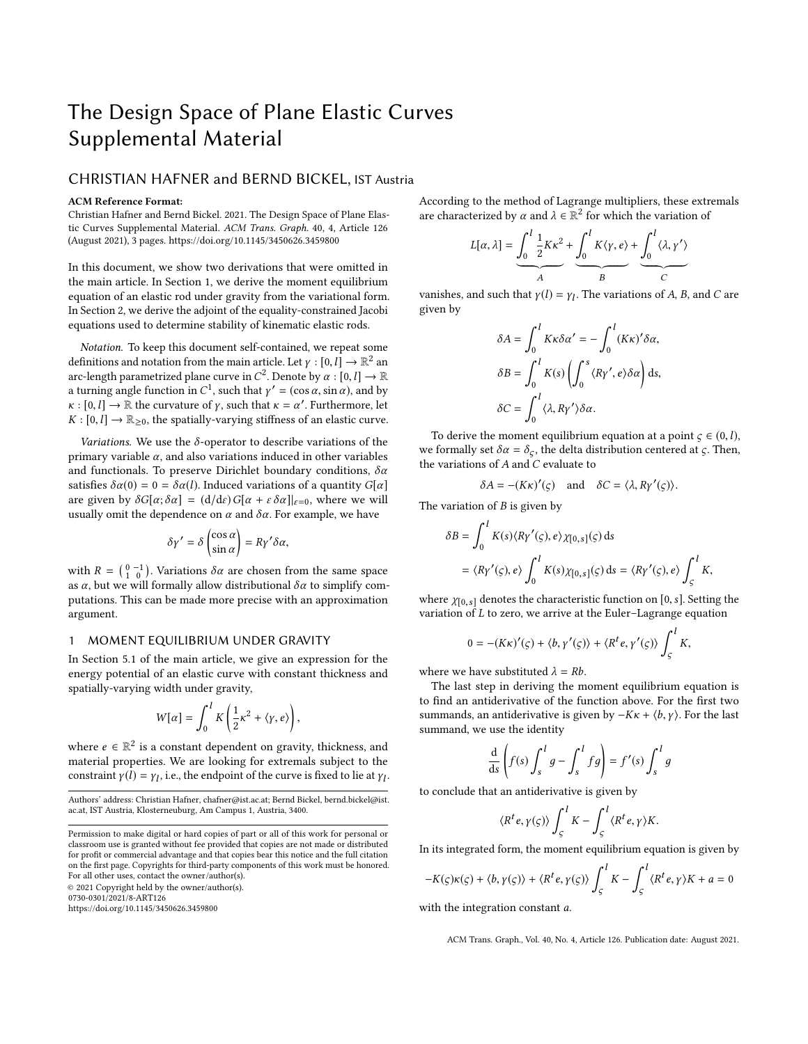# The Design Space of Plane Elastic Curves Supplemental Material

## CHRISTIAN HAFNER and BERND BICKEL, IST Austria

**ACM Reference Format:**
Christian Hafner and Bernd Bickel. 2021. The Design Space of Plane Elastic Curves Supplemental Material. *ACM Trans. Graph.* 40, 4, Article 126 (August 2021), 3 pages. https://doi.org/10.1145/3450626.3459800

In this document, we show two derivations that were omitted in the main article. In Section 1, we derive the moment equilibrium equation of an elastic rod under gravity from the variational form. In Section 2, we derive the adjoint of the equality-constrained Jacobi equations used to determine stability of kinematic elastic rods.

*Notation.* To keep this document self-contained, we repeat some definitions and notation from the main article. Let $\gamma : [0, l] \to \mathbb{R}^2$ an arc-length parametrized plane curve in $C^2$. Denote by $\alpha : [0, l] \to \mathbb{R}$ a turning angle function in $C^1$, such that $\gamma' = (\cos\alpha, \sin\alpha)$, and by $\kappa : [0, l] \to \mathbb{R}$ the curvature of $\gamma$, such that $\kappa = \alpha'$. Furthermore, let $K : [0, l] \to \mathbb{R}_{\geq 0}$, the spatially-varying stiffness of an elastic curve.

*Variations.* We use the $\delta$-operator to describe variations of the primary variable $\alpha$, and also variations induced in other variables and functionals. To preserve Dirichlet boundary conditions, $\delta\alpha$ satisfies $\delta\alpha(0) = 0 = \delta\alpha(l)$. Induced variations of a quantity $G[\alpha]$ are given by $\delta G[\alpha; \delta\alpha] = (\mathrm{d}/\mathrm{d}\varepsilon)\, G[\alpha + \varepsilon\, \delta\alpha]|_{\varepsilon=0}$, where we will usually omit the dependence on $\alpha$ and $\delta\alpha$. For example, we have

$$\delta\gamma' = \delta \begin{pmatrix} \cos\alpha \\ \sin\alpha \end{pmatrix} = R\gamma'\delta\alpha,$$

with $R = \begin{pmatrix} 0 & -1 \\ 1 & 0 \end{pmatrix}$. Variations $\delta\alpha$ are chosen from the same space as $\alpha$, but we will formally allow distributional $\delta\alpha$ to simplify computations. This can be made more precise with an approximation argument.

## 1 MOMENT EQUILIBRIUM UNDER GRAVITY

In Section 5.1 of the main article, we give an expression for the energy potential of an elastic curve with constant thickness and spatially-varying width under gravity,

$$W[\alpha] = \int_0^l K\left(\frac{1}{2}\kappa^2 + \langle\gamma, e\rangle\right),$$

where $e \in \mathbb{R}^2$ is a constant dependent on gravity, thickness, and material properties. We are looking for extremals subject to the constraint $\gamma(l) = \gamma_l$, i.e., the endpoint of the curve is fixed to lie at $\gamma_l$.

Authors' address: Christian Hafner, chafner@ist.ac.at; Bernd Bickel, bernd.bickel@ist.ac.at, IST Austria, Klosterneuburg, Am Campus 1, Austria, 3400.

Permission to make digital or hard copies of part or all of this work for personal or classroom use is granted without fee provided that copies are not made or distributed for profit or commercial advantage and that copies bear this notice and the full citation on the first page. Copyrights for third-party components of this work must be honored. For all other uses, contact the owner/author(s).
© 2021 Copyright held by the owner/author(s).
0730-0301/2021/8-ART126
https://doi.org/10.1145/3450626.3459800

According to the method of Lagrange multipliers, these extremals are characterized by $\alpha$ and $\lambda \in \mathbb{R}^2$ for which the variation of

$$L[\alpha, \lambda] = \underbrace{\int_0^l \frac{1}{2}K\kappa^2}_{A} + \underbrace{\int_0^l K\langle\gamma, e\rangle}_{B} + \underbrace{\int_0^l \langle\lambda, \gamma'\rangle}_{C}$$

vanishes, and such that $\gamma(l) = \gamma_l$. The variations of $A$, $B$, and $C$ are given by

$$\delta A = \int_0^l K\kappa\delta\alpha' = -\int_0^l (K\kappa)'\delta\alpha,$$

$$\delta B = \int_0^l K(s)\left(\int_0^s \langle R\gamma', e\rangle\delta\alpha\right)\mathrm{d}s,$$

$$\delta C = \int_0^l \langle\lambda, R\gamma'\rangle\delta\alpha.$$

To derive the moment equilibrium equation at a point $\varsigma \in (0, l)$, we formally set $\delta\alpha = \delta_\varsigma$, the delta distribution centered at $\varsigma$. Then, the variations of $A$ and $C$ evaluate to

$$\delta A = -(K\kappa)'(\varsigma) \quad \text{and} \quad \delta C = \langle\lambda, R\gamma'(\varsigma)\rangle.$$

The variation of $B$ is given by

$$\begin{aligned}\delta B &= \int_0^l K(s)\langle R\gamma'(\varsigma), e\rangle\chi_{[0,s]}(\varsigma)\,\mathrm{d}s \\ &= \langle R\gamma'(\varsigma), e\rangle\int_0^l K(s)\chi_{[0,s]}(\varsigma)\,\mathrm{d}s = \langle R\gamma'(\varsigma), e\rangle\int_\varsigma^l K,\end{aligned}$$

where $\chi_{[0,s]}$ denotes the characteristic function on $[0, s]$. Setting the variation of $L$ to zero, we arrive at the Euler–Lagrange equation

$$0 = -(K\kappa)'(\varsigma) + \langle b, \gamma'(\varsigma)\rangle + \langle R^t e, \gamma'(\varsigma)\rangle\int_\varsigma^l K,$$

where we have substituted $\lambda = Rb$.

The last step in deriving the moment equilibrium equation is to find an antiderivative of the function above. For the first two summands, an antiderivative is given by $-K\kappa + \langle b, \gamma\rangle$. For the last summand, we use the identity

$$\frac{\mathrm{d}}{\mathrm{d}s}\left(f(s)\int_s^l g - \int_s^l fg\right) = f'(s)\int_s^l g$$

to conclude that an antiderivative is given by

$$\langle R^t e, \gamma(\varsigma)\rangle\int_\varsigma^l K - \int_\varsigma^l \langle R^t e, \gamma\rangle K.$$

In its integrated form, the moment equilibrium equation is given by

$$-K(\varsigma)\kappa(\varsigma) + \langle b, \gamma(\varsigma)\rangle + \langle R^t e, \gamma(\varsigma)\rangle\int_\varsigma^l K - \int_\varsigma^l \langle R^t e, \gamma\rangle K + a = 0$$

with the integration constant $a$.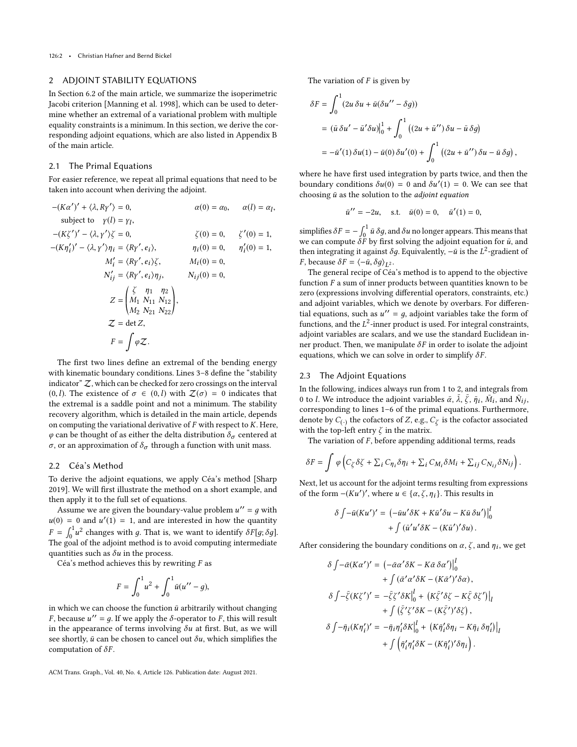## 2 ADJOINT STABILITY EQUATIONS

In Section 6.2 of the main article, we summarize the isoperimetric Jacobi criterion [Manning et al. 1998], which can be used to determine whether an extremal of a variational problem with multiple equality constraints is a minimum. In this section, we derive the corresponding adjoint equations, which are also listed in Appendix B of the main article.

### 2.1 The Primal Equations

For easier reference, we repeat all primal equations that need to be taken into account when deriving the adjoint.

$$
\begin{aligned}
-(K\alpha')' + \langle \lambda, R\gamma' \rangle &= 0, & \alpha(0) &= \alpha_0, \quad \alpha(l) = \alpha_l, \\
\text{subject to} \quad \gamma(l) &= \gamma_l, & & \\
-(K\zeta')' - \langle \lambda, \gamma' \rangle \zeta &= 0, & \zeta(0) &= 0, \quad \zeta'(0) = 1, \\
-(K\eta_i')' - \langle \lambda, \gamma' \rangle \eta_i &= \langle R\gamma', e_i \rangle, & \eta_i(0) &= 0, \quad \eta_i'(0) = 1, \\
M_i' &= \langle R\gamma', e_i \rangle \zeta, & M_i(0) &= 0, \\
N_{ij}' &= \langle R\gamma', e_i \rangle \eta_j, & N_{ij}(0) &= 0, \\
Z &= \begin{pmatrix} \zeta & \eta_1 & \eta_2 \\ M_1 & N_{11} & N_{12} \\ M_2 & N_{21} & N_{22} \end{pmatrix}, \\
\mathcal{Z} &= \det Z, \\
F &= \int \varphi \mathcal{Z}.
\end{aligned}
$$

The first two lines define an extremal of the bending energy with kinematic boundary conditions. Lines 3–8 define the "stability indicator" $\mathcal{Z}$, which can be checked for zero crossings on the interval $(0, l)$. The existence of $\sigma \in (0, l)$ with $\mathcal{Z}(\sigma) = 0$ indicates that the extremal is a saddle point and not a minimum. The stability recovery algorithm, which is detailed in the main article, depends on computing the variational derivative of $F$ with respect to $K$. Here, $\varphi$ can be thought of as either the delta distribution $\delta_\sigma$ centered at $\sigma$, or an approximation of $\delta_\sigma$ through a function with unit mass.

### 2.2 Céa's Method

To derive the adjoint equations, we apply Céa's method [Sharp 2019]. We will first illustrate the method on a short example, and then apply it to the full set of equations.

Assume we are given the boundary-value problem $u'' = g$ with $u(0) = 0$ and $u'(1) = 1$, and are interested in how the quantity $F = \int_0^1 u^2$ changes with $g$. That is, we want to identify $\delta F[g; \delta g]$. The goal of the adjoint method is to avoid computing intermediate quantities such as $\delta u$ in the process.

Céa's method achieves this by rewriting $F$ as

$$
F = \int_0^1 u^2 + \int_0^1 \bar{u}(u'' - g),
$$

in which we can choose the function $\bar{u}$ arbitrarily without changing $F$, because $u'' = g$. If we apply the $\delta$-operator to $F$, this will result in the appearance of terms involving $\delta u$ at first. But, as we will see shortly, $\bar{u}$ can be chosen to cancel out $\delta u$, which simplifies the computation of $\delta F$.

The variation of $F$ is given by

$$
\begin{aligned}
\delta F &= \int_0^1 (2u\, \delta u + \bar{u}(\delta u'' - \delta g)) \\
&= (\bar{u}\, \delta u' - \bar{u}' \delta u)\big|_0^1 + \int_0^1 \left((2u + \bar{u}'')\, \delta u - \bar{u}\, \delta g\right) \\
&= -\bar{u}'(1)\, \delta u(1) - \bar{u}(0)\, \delta u'(0) + \int_0^1 \left((2u + \bar{u}'')\, \delta u - \bar{u}\, \delta g\right),
\end{aligned}
$$

where he have first used integration by parts twice, and then the boundary conditions $\delta u(0) = 0$ and $\delta u'(1) = 0$. We can see that choosing $\bar{u}$ as the solution to the *adjoint equation*

$$
\bar{u}'' = -2u, \quad \text{s.t.} \quad \bar{u}(0) = 0, \quad \bar{u}'(1) = 0,
$$

simplifies $\delta F = -\int_0^1 \bar{u}\, \delta g$, and $\delta u$ no longer appears. This means that we can compute $\delta F$ by first solving the adjoint equation for $\bar{u}$, and then integrating it against $\delta g$. Equivalently, $-\bar{u}$ is the $L^2$-gradient of $F$, because $\delta F = \langle -\bar{u}, \delta g \rangle_{L^2}$.

The general recipe of Céa's method is to append to the objective function $F$ a sum of inner products between quantities known to be zero (expressions involving differential operators, constraints, etc.) and adjoint variables, which we denote by overbars. For differential equations, such as $u'' = g$, adjoint variables take the form of functions, and the $L^2$-inner product is used. For integral constraints, adjoint variables are scalars, and we use the standard Euclidean inner product. Then, we manipulate $\delta F$ in order to isolate the adjoint equations, which we can solve in order to simplify $\delta F$.

### 2.3 The Adjoint Equations

In the following, indices always run from 1 to 2, and integrals from 0 to $l$. We introduce the adjoint variables $\bar{\alpha}$, $\bar{\lambda}$, $\bar{\zeta}$, $\bar{\eta}_i$, $\bar{M}_i$, and $\bar{N}_{ij}$, corresponding to lines 1–6 of the primal equations. Furthermore, denote by $C_{(\cdot)}$ the cofactors of $Z$, e.g., $C_\zeta$ is the cofactor associated with the top-left entry $\zeta$ in the matrix.

The variation of $F$, before appending additional terms, reads

$$
\delta F = \int \varphi \left( C_\zeta \delta\zeta + \textstyle\sum_i C_{\eta_i} \delta\eta_i + \sum_i C_{M_i} \delta M_i + \sum_{ij} C_{N_{ij}} \delta N_{ij} \right).
$$

Next, let us account for the adjoint terms resulting from expressions of the form $-(Ku')'$, where $u \in \{\alpha, \zeta, \eta_i\}$. This results in

$$
\begin{aligned}
\delta \int -\bar{u}(Ku')' = \left(-\bar{u}u'\delta K + K\bar{u}'\delta u - K\bar{u}\,\delta u'\right)\big|_0^l \\
+ \int (\bar{u}'u'\delta K - (K\bar{u}')'\delta u).
\end{aligned}
$$

After considering the boundary conditions on $\alpha$, $\zeta$, and $\eta_i$, we get

$$
\begin{aligned}
\delta \int -\bar{\alpha}(K\alpha')' &= \left(-\bar{\alpha}\alpha'\delta K - K\bar{\alpha}\,\delta\alpha'\right)\big|_0^l \\
&\quad + \int (\bar{\alpha}'\alpha'\delta K - (K\bar{\alpha}')'\delta\alpha), \\
\delta \int -\bar{\zeta}(K\zeta')' &= -\bar{\zeta}\zeta'\delta K\big|_0^l + \left(K\bar{\zeta}'\delta\zeta - K\bar{\zeta}\,\delta\zeta'\right)\big|_l \\
&\quad + \int \left(\bar{\zeta}'\zeta'\delta K - (K\bar{\zeta}')'\delta\zeta\right), \\
\delta \int -\bar{\eta}_i(K\eta_i')' &= -\bar{\eta}_i\eta_i'\delta K\big|_0^l + \left(K\bar{\eta}_i'\delta\eta_i - K\bar{\eta}_i\,\delta\eta_i'\right)\big|_l \\
&\quad + \int \left(\bar{\eta}_i'\eta_i'\delta K - (K\bar{\eta}_i')'\delta\eta_i\right).
\end{aligned}
$$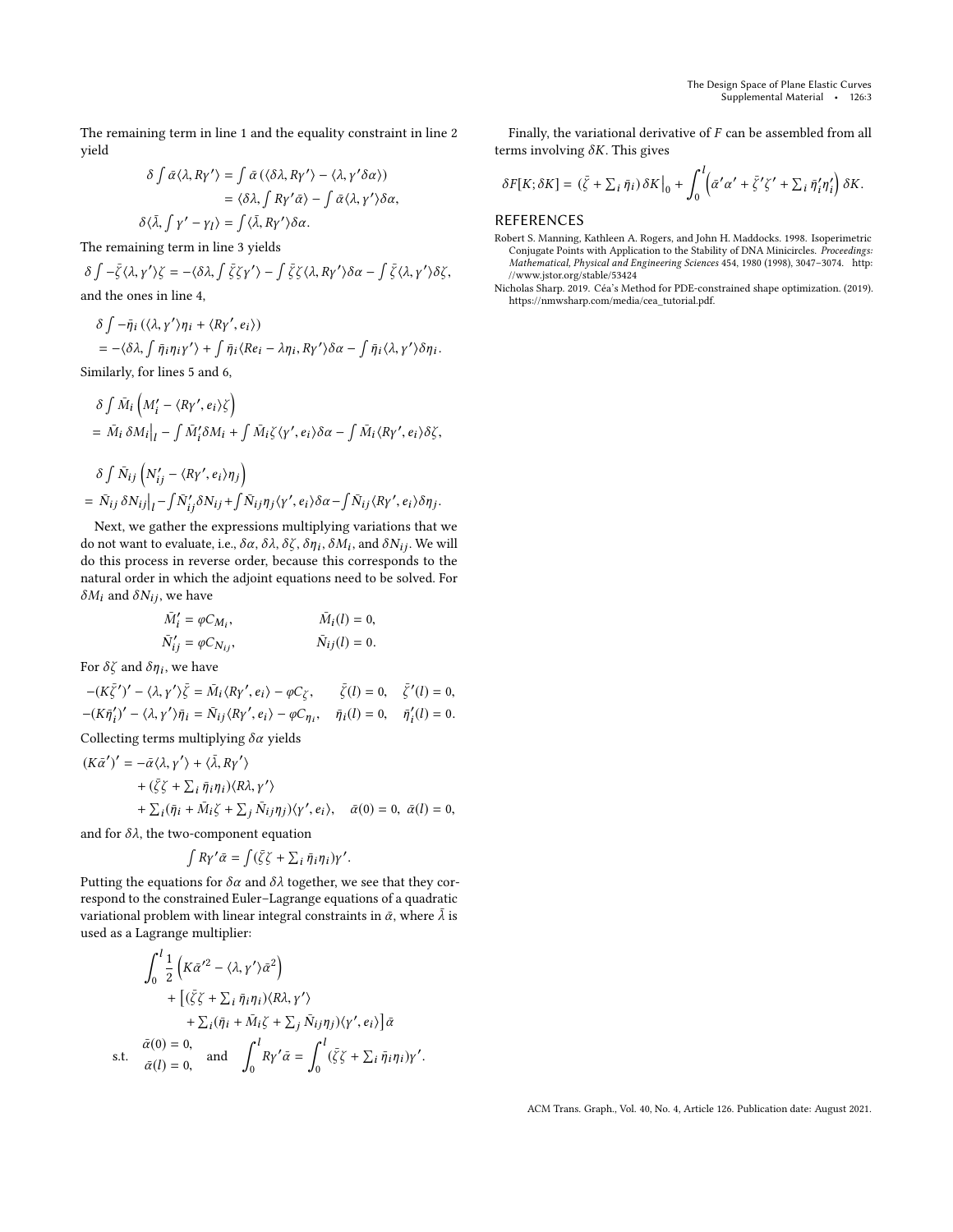The remaining term in line 1 and the equality constraint in line 2 yield

$$\delta \int \bar{\alpha}\langle \lambda, R\gamma' \rangle = \int \bar{\alpha}\left(\langle \delta\lambda, R\gamma' \rangle - \langle \lambda, \gamma' \delta\alpha \rangle\right)$$
$$= \langle \delta\lambda, \int R\gamma' \bar{\alpha} \rangle - \int \bar{\alpha}\langle \lambda, \gamma' \rangle \delta\alpha,$$
$$\delta \langle \bar{\lambda}, \int \gamma' - \gamma_l \rangle = \int \langle \bar{\lambda}, R\gamma' \rangle \delta\alpha.$$

The remaining term in line 3 yields

$$\delta \int -\bar{\zeta}\langle \lambda, \gamma' \rangle \zeta = -\langle \delta\lambda, \int \bar{\zeta}\zeta\gamma' \rangle - \int \bar{\zeta}\zeta\langle \lambda, R\gamma' \rangle \delta\alpha - \int \bar{\zeta}\langle \lambda, \gamma' \rangle \delta\zeta,$$

and the ones in line 4,

$$\delta \int -\bar{\eta}_i \left(\langle \lambda, \gamma' \rangle \eta_i + \langle R\gamma', e_i \rangle\right)$$
$$= -\langle \delta\lambda, \int \bar{\eta}_i \eta_i \gamma' \rangle + \int \bar{\eta}_i \langle Re_i - \lambda\eta_i, R\gamma' \rangle \delta\alpha - \int \bar{\eta}_i \langle \lambda, \gamma' \rangle \delta\eta_i.$$

Similarly, for lines 5 and 6,

$$\delta \int \bar{M}_i \left(M_i' - \langle R\gamma', e_i \rangle \zeta\right)$$
$$= \bar{M}_i \, \delta M_i \big|_l - \int \bar{M}_i' \delta M_i + \int \bar{M}_i \zeta \langle \gamma', e_i \rangle \delta\alpha - \int \bar{M}_i \langle R\gamma', e_i \rangle \delta\zeta,$$

$$\delta \int \bar{N}_{ij} \left(N_{ij}' - \langle R\gamma', e_i \rangle \eta_j\right)$$
$$= \bar{N}_{ij} \, \delta N_{ij} \big|_l - \int \bar{N}_{ij}' \delta N_{ij} + \int \bar{N}_{ij} \eta_j \langle \gamma', e_i \rangle \delta\alpha - \int \bar{N}_{ij} \langle R\gamma', e_i \rangle \delta\eta_j.$$

Next, we gather the expressions multiplying variations that we do not want to evaluate, i.e., $\delta\alpha$, $\delta\lambda$, $\delta\zeta$, $\delta\eta_i$, $\delta M_i$, and $\delta N_{ij}$. We will do this process in reverse order, because this corresponds to the natural order in which the adjoint equations need to be solved. For $\delta M_i$ and $\delta N_{ij}$, we have

$$\bar{M}_i' = \varphi C_{M_i}, \qquad \bar{M}_i(l) = 0,$$
$$\bar{N}_{ij}' = \varphi C_{N_{ij}}, \qquad \bar{N}_{ij}(l) = 0.$$

For $\delta\zeta$ and $\delta\eta_i$, we have

$$-(K\bar{\zeta}')' - \langle \lambda, \gamma' \rangle \bar{\zeta} = \bar{M}_i \langle R\gamma', e_i \rangle - \varphi C_\zeta, \qquad \bar{\zeta}(l) = 0, \quad \bar{\zeta}'(l) = 0,$$
$$-(K\bar{\eta}_i')' - \langle \lambda, \gamma' \rangle \bar{\eta}_i = \bar{N}_{ij} \langle R\gamma', e_i \rangle - \varphi C_{\eta_i}, \quad \bar{\eta}_i(l) = 0, \quad \bar{\eta}_i'(l) = 0.$$

Collecting terms multiplying $\delta\alpha$ yields

$$(K\bar{\alpha}')' = -\bar{\alpha}\langle \lambda, \gamma' \rangle + \langle \bar{\lambda}, R\gamma' \rangle$$
$$+ (\bar{\zeta}\zeta + \textstyle\sum_i \bar{\eta}_i \eta_i)\langle R\lambda, \gamma' \rangle$$
$$+ \textstyle\sum_i (\bar{\eta}_i + \bar{M}_i \zeta + \sum_j \bar{N}_{ij} \eta_j)\langle \gamma', e_i \rangle, \quad \bar{\alpha}(0) = 0, \ \bar{\alpha}(l) = 0,$$

and for $\delta\lambda$, the two-component equation

$$\int R\gamma' \bar{\alpha} = \int (\bar{\zeta}\zeta + \textstyle\sum_i \bar{\eta}_i \eta_i)\gamma'.$$

Putting the equations for $\delta\alpha$ and $\delta\lambda$ together, we see that they correspond to the constrained Euler–Lagrange equations of a quadratic variational problem with linear integral constraints in $\bar{\alpha}$, where $\bar{\lambda}$ is used as a Lagrange multiplier:

$$\int_0^l \frac{1}{2}\left(K\bar{\alpha}'^2 - \langle \lambda, \gamma' \rangle \bar{\alpha}^2\right)$$
$$+ \left[(\bar{\zeta}\zeta + \textstyle\sum_i \bar{\eta}_i \eta_i)\langle R\lambda, \gamma' \rangle + \sum_i (\bar{\eta}_i + \bar{M}_i \zeta + \sum_j \bar{N}_{ij} \eta_j)\langle \gamma', e_i \rangle\right]\bar{\alpha}$$
$$\text{s.t.} \quad \begin{array}{l} \bar{\alpha}(0) = 0, \\ \bar{\alpha}(l) = 0, \end{array} \quad \text{and} \quad \int_0^l R\gamma' \bar{\alpha} = \int_0^l (\bar{\zeta}\zeta + \textstyle\sum_i \bar{\eta}_i \eta_i)\gamma'.$$

Finally, the variational derivative of $F$ can be assembled from all terms involving $\delta K$. This gives

$$\delta F[K; \delta K] = (\bar{\zeta} + \textstyle\sum_i \bar{\eta}_i)\, \delta K\big|_0 + \displaystyle\int_0^l \left(\bar{\alpha}'\alpha' + \bar{\zeta}'\zeta' + \textstyle\sum_i \bar{\eta}_i' \eta_i'\right) \delta K.$$

## REFERENCES

Robert S. Manning, Kathleen A. Rogers, and John H. Maddocks. 1998. Isoperimetric Conjugate Points with Application to the Stability of DNA Minicircles. *Proceedings: Mathematical, Physical and Engineering Sciences* 454, 1980 (1998), 3047–3074. http://www.jstor.org/stable/53424

Nicholas Sharp. 2019. Céa's Method for PDE-constrained shape optimization. (2019). https://nmwsharp.com/media/cea_tutorial.pdf.